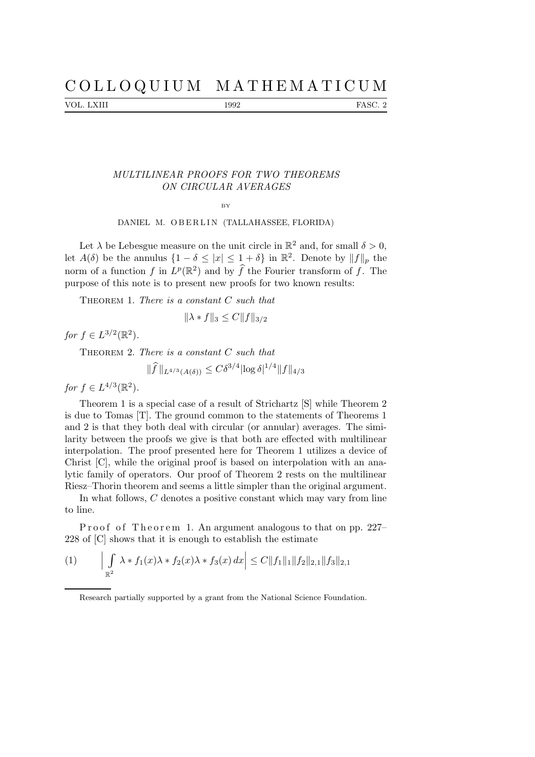# COLLOQUIUM MATHEMATICUM

VOL. LXIII 1992 FASC. 2

## MULTILINEAR PROOFS FOR TWO THEOREMS ON CIRCULAR AVERAGES

BY

DANIEL M. OBERLIN (TALLAHASSEE, FLORIDA)

Let $\lambda$ be Lebesgue measure on the unit circle in $\mathbb{R}^2$ and, for small $\delta > 0$, let $A(\delta)$ be the annulus $\{1 - \delta \le |x| \le 1 + \delta\}$ in $\mathbb{R}^2$. Denote by $\|f\|_p$ the norm of a function $f$ in $L^p(\mathbb{R}^2)$ and by $\widehat{f}$ the Fourier transform of $f$. The purpose of this note is to present new proofs for two known results:

THEOREM 1. *There is a constant $C$ such that*

$$\|\lambda * f\|_3 \le C\|f\|_{3/2}$$

*for $f \in L^{3/2}(\mathbb{R}^2)$.*

THEOREM 2. *There is a constant $C$ such that*

$$\|\widehat{f}\,\|_{L^{4/3}(A(\delta))} \le C\delta^{3/4}|\log \delta|^{1/4}\|f\|_{4/3}$$

*for $f \in L^{4/3}(\mathbb{R}^2)$.*

Theorem 1 is a special case of a result of Strichartz [S] while Theorem 2 is due to Tomas [T]. The ground common to the statements of Theorems 1 and 2 is that they both deal with circular (or annular) averages. The similarity between the proofs we give is that both are effected with multilinear interpolation. The proof presented here for Theorem 1 utilizes a device of Christ [C], while the original proof is based on interpolation with an analytic family of operators. Our proof of Theorem 2 rests on the multilinear Riesz–Thorin theorem and seems a little simpler than the original argument.

In what follows, $C$ denotes a positive constant which may vary from line to line.

Proof of Theorem 1. An argument analogous to that on pp. 227–228 of [C] shows that it is enough to establish the estimate

$$\Big|\int_{\mathbb{R}^2} \lambda * f_1(x)\lambda * f_2(x)\lambda * f_3(x)\,dx\Big| \le C\|f_1\|_1\|f_2\|_{2,1}\|f_3\|_{2,1} \tag{1}$$

Research partially supported by a grant from the National Science Foundation.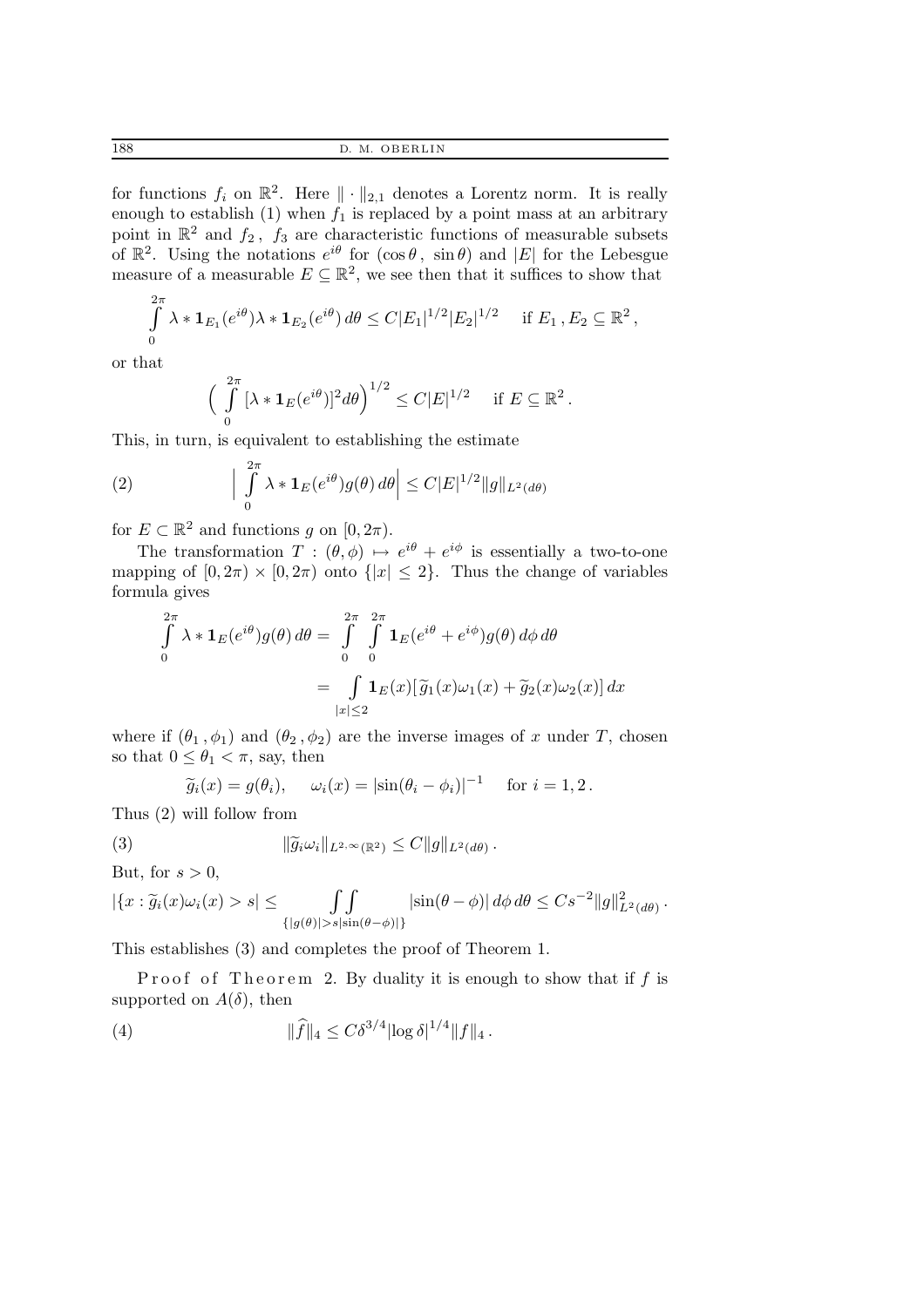for functions $f_i$ on $\mathbb{R}^2$. Here $\| \cdot \|_{2,1}$ denotes a Lorentz norm. It is really enough to establish (1) when $f_1$ is replaced by a point mass at an arbitrary point in $\mathbb{R}^2$ and $f_2$, $f_3$ are characteristic functions of measurable subsets of $\mathbb{R}^2$. Using the notations $e^{i\theta}$ for $(\cos\theta, \sin\theta)$ and $|E|$ for the Lebesgue measure of a measurable $E \subseteq \mathbb{R}^2$, we see then that it suffices to show that

$$\int_0^{2\pi} \lambda * \mathbf{1}_{E_1}(e^{i\theta}) \lambda * \mathbf{1}_{E_2}(e^{i\theta})\, d\theta \le C|E_1|^{1/2}|E_2|^{1/2} \quad \text{if } E_1, E_2 \subseteq \mathbb{R}^2,$$

or that

$$\Big( \int_0^{2\pi} [\lambda * \mathbf{1}_E(e^{i\theta})]^2 d\theta \Big)^{1/2} \le C|E|^{1/2} \quad \text{if } E \subseteq \mathbb{R}^2.$$

This, in turn, is equivalent to establishing the estimate

$$\Big| \int_0^{2\pi} \lambda * \mathbf{1}_E(e^{i\theta}) g(\theta)\, d\theta \Big| \le C|E|^{1/2} \|g\|_{L^2(d\theta)} \tag{2}$$

for $E \subset \mathbb{R}^2$ and functions $g$ on $[0, 2\pi)$.

The transformation $T : (\theta, \phi) \mapsto e^{i\theta} + e^{i\phi}$ is essentially a two-to-one mapping of $[0, 2\pi) \times [0, 2\pi)$ onto $\{|x| \le 2\}$. Thus the change of variables formula gives

$$\begin{aligned} \int_0^{2\pi} \lambda * \mathbf{1}_E(e^{i\theta}) g(\theta)\, d\theta &= \int_0^{2\pi} \int_0^{2\pi} \mathbf{1}_E(e^{i\theta} + e^{i\phi}) g(\theta)\, d\phi\, d\theta \\ &= \int_{|x| \le 2} \mathbf{1}_E(x) [\widetilde{g}_1(x)\omega_1(x) + \widetilde{g}_2(x)\omega_2(x)]\, dx \end{aligned}$$

where if $(\theta_1, \phi_1)$ and $(\theta_2, \phi_2)$ are the inverse images of $x$ under $T$, chosen so that $0 \le \theta_1 < \pi$, say, then

$$\widetilde{g}_i(x) = g(\theta_i), \quad \omega_i(x) = |\sin(\theta_i - \phi_i)|^{-1} \quad \text{for } i = 1, 2.$$

Thus (2) will follow from

$$\|\widetilde{g}_i \omega_i\|_{L^{2,\infty}(\mathbb{R}^2)} \le C\|g\|_{L^2(d\theta)}. \tag{3}$$

But, for $s > 0$,

$$|\{x : \widetilde{g}_i(x)\omega_i(x) > s\}| \le \iint_{\{|g(\theta)| > s|\sin(\theta - \phi)|\}} |\sin(\theta - \phi)|\, d\phi\, d\theta \le Cs^{-2}\|g\|^2_{L^2(d\theta)}.$$

This establishes (3) and completes the proof of Theorem 1.

*Proof of Theorem 2.* By duality it is enough to show that if $f$ is supported on $A(\delta)$, then

$$\|\widehat{f}\|_4 \le C\delta^{3/4}|\log\delta|^{1/4}\|f\|_4. \tag{4}$$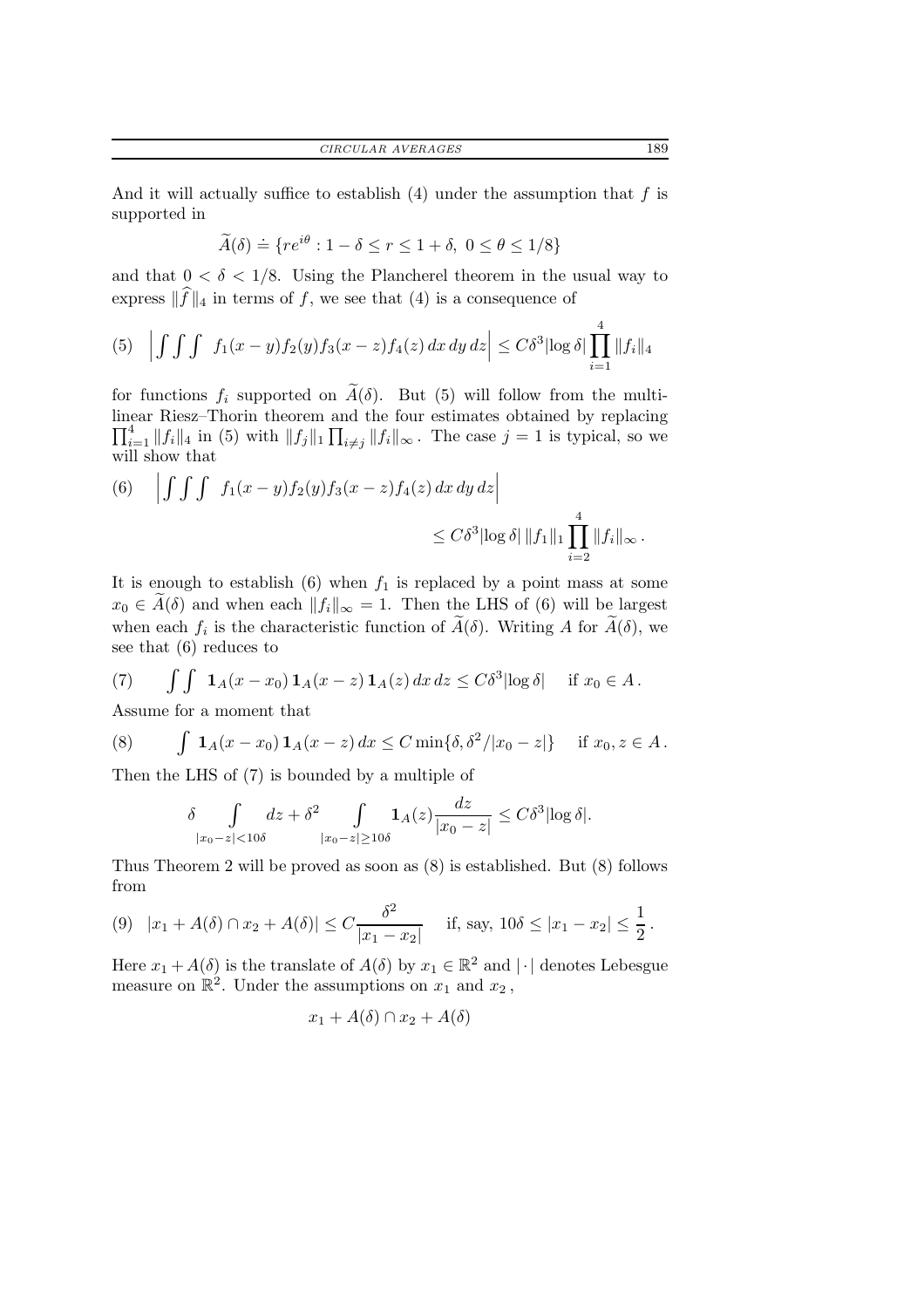And it will actually suffice to establish (4) under the assumption that $f$ is supported in

$$\widetilde{A}(\delta) \doteq \{re^{i\theta} : 1 - \delta \leq r \leq 1 + \delta,\ 0 \leq \theta \leq 1/8\}$$

and that $0 < \delta < 1/8$. Using the Plancherel theorem in the usual way to express $\|\widehat{f}\|_4$ in terms of $f$, we see that (4) is a consequence of

$$(5) \quad \Big| \int\int\int \ f_1(x-y) f_2(y) f_3(x-z) f_4(z)\, dx\, dy\, dz \Big| \leq C\delta^3 |\log \delta| \prod_{i=1}^{4} \|f_i\|_4$$

for functions $f_i$ supported on $\widetilde{A}(\delta)$. But (5) will follow from the multilinear Riesz–Thorin theorem and the four estimates obtained by replacing $\prod_{i=1}^4 \|f_i\|_4$ in (5) with $\|f_j\|_1 \prod_{i \neq j} \|f_i\|_\infty$. The case $j = 1$ is typical, so we will show that

$$(6) \quad \Big| \int\int\int \ f_1(x-y) f_2(y) f_3(x-z) f_4(z)\, dx\, dy\, dz \Big| \leq C\delta^3 |\log \delta|\, \|f_1\|_1 \prod_{i=2}^{4} \|f_i\|_\infty .$$

It is enough to establish (6) when $f_1$ is replaced by a point mass at some $x_0 \in \widetilde{A}(\delta)$ and when each $\|f_i\|_\infty = 1$. Then the LHS of (6) will be largest when each $f_i$ is the characteristic function of $\widetilde{A}(\delta)$. Writing $A$ for $\widetilde{A}(\delta)$, we see that (6) reduces to

$$(7) \qquad \int\int \ \mathbf{1}_A(x - x_0)\, \mathbf{1}_A(x - z)\, \mathbf{1}_A(z)\, dx\, dz \leq C\delta^3 |\log \delta| \quad \text{ if } x_0 \in A .$$

Assume for a moment that

$$(8) \qquad \int \ \mathbf{1}_A(x - x_0)\, \mathbf{1}_A(x - z)\, dx \leq C \min\{\delta, \delta^2/|x_0 - z|\} \quad \text{ if } x_0, z \in A .$$

Then the LHS of (7) is bounded by a multiple of

$$\delta \int\limits_{|x_0 - z| < 10\delta} dz + \delta^2 \int\limits_{|x_0 - z| \geq 10\delta} \mathbf{1}_A(z) \frac{dz}{|x_0 - z|} \leq C\delta^3 |\log \delta|.$$

Thus Theorem 2 will be proved as soon as (8) is established. But (8) follows from

$$(9) \quad |x_1 + A(\delta) \cap x_2 + A(\delta)| \leq C \frac{\delta^2}{|x_1 - x_2|} \quad \text{ if, say, } 10\delta \leq |x_1 - x_2| \leq \frac{1}{2} .$$

Here $x_1 + A(\delta)$ is the translate of $A(\delta)$ by $x_1 \in \mathbb{R}^2$ and $|\cdot|$ denotes Lebesgue measure on $\mathbb{R}^2$. Under the assumptions on $x_1$ and $x_2$,

$$x_1 + A(\delta) \cap x_2 + A(\delta)$$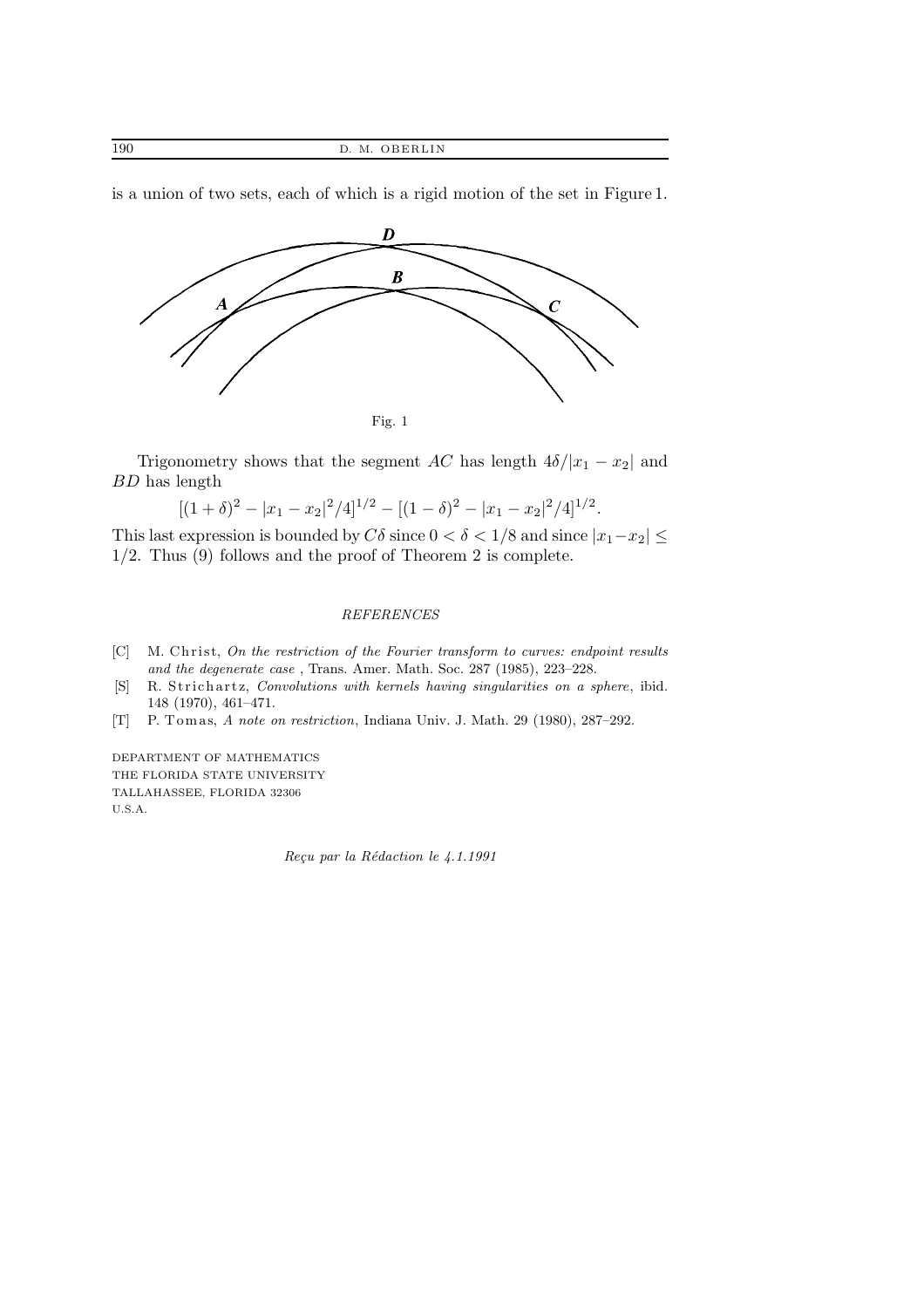is a union of two sets, each of which is a rigid motion of the set in Figure 1.

D

B

A

C

Fig. 1

Trigonometry shows that the segment $AC$ has length $4\delta/|x_1 - x_2|$ and $BD$ has length

$$[(1+\delta)^2 - |x_1 - x_2|^2/4]^{1/2} - [(1-\delta)^2 - |x_1 - x_2|^2/4]^{1/2}.$$

This last expression is bounded by $C\delta$ since $0 < \delta < 1/8$ and since $|x_1 - x_2| \leq 1/2$. Thus (9) follows and the proof of Theorem 2 is complete.

## *REFERENCES*

[C] M. Christ, *On the restriction of the Fourier transform to curves: endpoint results and the degenerate case*, Trans. Amer. Math. Soc. 287 (1985), 223–228.

[S] R. Strichartz, *Convolutions with kernels having singularities on a sphere*, ibid. 148 (1970), 461–471.

[T] P. Tomas, *A note on restriction*, Indiana Univ. J. Math. 29 (1980), 287–292.

DEPARTMENT OF MATHEMATICS
THE FLORIDA STATE UNIVERSITY
TALLAHASSEE, FLORIDA 32306
U.S.A.

*Reçu par la Rédaction le 4.1.1991*